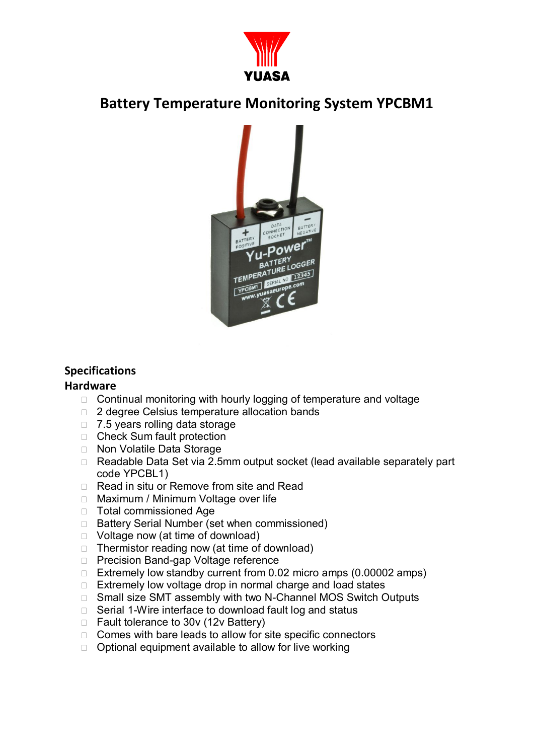# Battery Temperature Monitoring System YPCBM1

## Specifications

### Hardware

- Continual monitoring with hourly logging of temperature and voltage
- 2 degree Celsius temperature allocation bands
- 7.5 years rolling data storage
- Check Sum fault protection
- Non Volatile Data Storage
- Readable Data Set via 2.5mm output socket (lead available separately part code YPCBL1)
- Read in situ or Remove from site and Read
- Maximum / Minimum Voltage over life
- Total commissioned Age
- Battery Serial Number (set when commissioned)
- Voltage now (at time of download)
- Thermistor reading now (at time of download)
- Precision Band-gap Voltage reference
- Extremely low standby current from 0.02 micro amps (0.00002 amps)
- Extremely low voltage drop in normal charge and load states
- Small size SMT assembly with two N-Channel MOS Switch Outputs
- Serial 1-Wire interface to download fault log and status
- Fault tolerance to 30v (12v Battery)
- Comes with bare leads to allow for site specific connectors
- Optional equipment available to allow for live working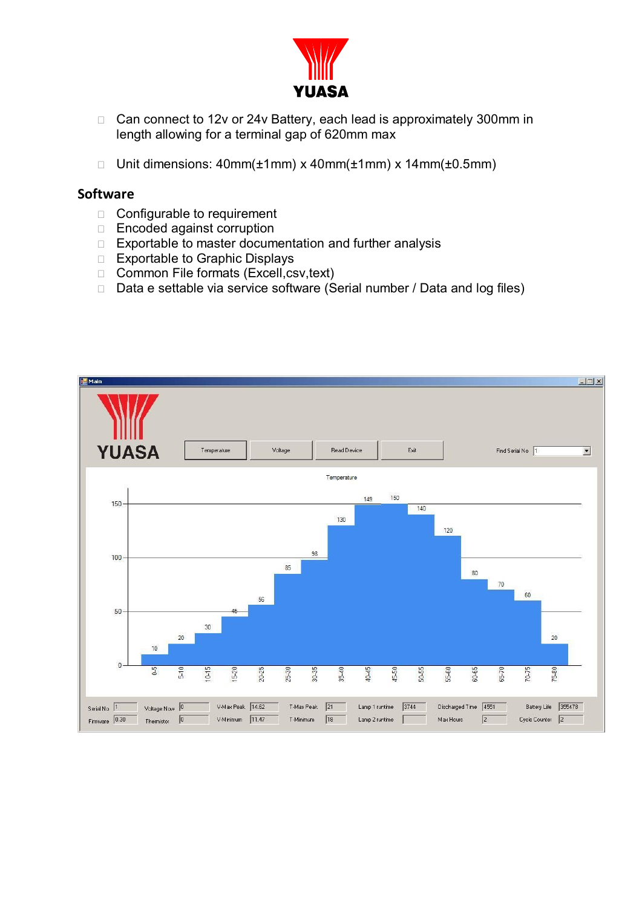- Can connect to 12v or 24v Battery, each lead is approximately 300mm in length allowing for a terminal gap of 620mm max

- Unit dimensions: 40mm(±1mm) x 40mm(±1mm) x 14mm(±0.5mm)

## Software

- Configurable to requirement
- Encoded against corruption
- Exportable to master documentation and further analysis
- Exportable to Graphic Displays
- Common File formats (Excell,csv,text)
- Data e settable via service software (Serial number / Data and log files)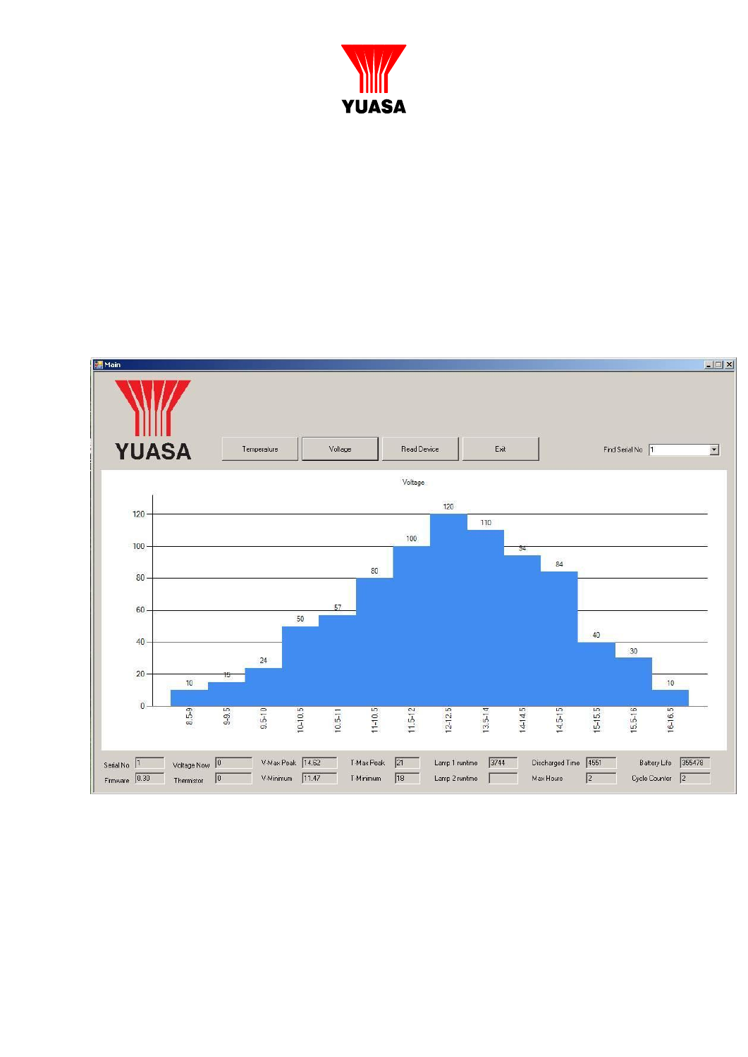YUASA

Main

YUASA

Temperature | Voltage | Read Device | Exit

Find Serial No 1

Voltage

| Voltage range | Value |
|---|---|
| 8.5-9 | 10 |
| 9-9.5 | 15 |
| 9.5-10 | 24 |
| 10-10.5 | 50 |
| 10.5-11 | 57 |
| 11-10.5 | 80 |
| 11.5-12 | 100 |
| 12-12.5 | 120 |
| 13.5-14 | 110 |
| 14-14.5 | 94 |
| 14.5-15 | 84 |
| 15-15.5 | 40 |
| 15.5-16 | 30 |
| 16-16.5 | 10 |

| Field | Value | Field | Value | Field | Value | Field | Value | Field | Value | Field | Value | Field | Value |
|---|---|---|---|---|---|---|---|---|---|---|---|---|---|
| Serial No | 1 | Voltage Now | 0 | V-Max Peak | 14.52 | T-Max Peak | 21 | Lamp 1 runtime | 3744 | Discharged Time | 4551 | Battery Life | 355478 |
| Firmware | 0.30 | Thermistor | 0 | V-Minimum | 11.47 | T-Minimum | 18 | Lamp 2 runtime | | Max Hours | 2 | Cycle Counter | 2 |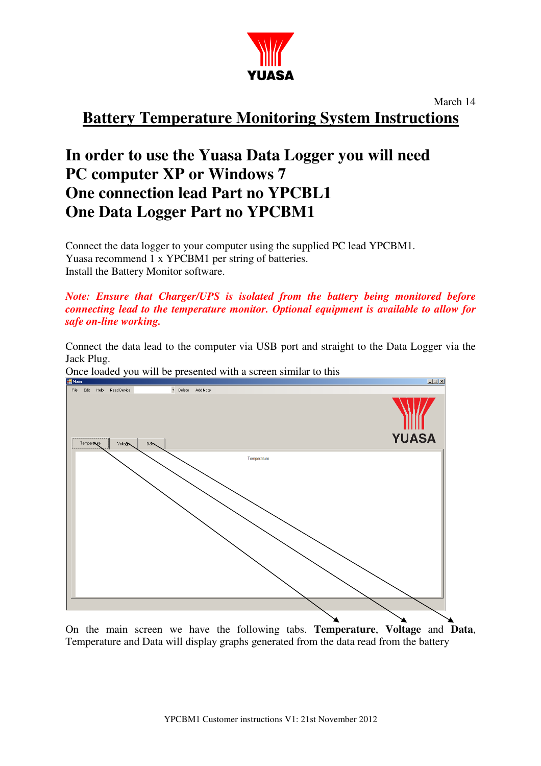March 14

# Battery Temperature Monitoring System Instructions

## In order to use the Yuasa Data Logger you will need
## PC computer XP or Windows 7
## One connection lead Part no YPCBL1
## One Data Logger Part no YPCBM1

Connect the data logger to your computer using the supplied PC lead YPCBM1.
Yuasa recommend 1 x YPCBM1 per string of batteries.
Install the Battery Monitor software.

***Note: Ensure that Charger/UPS is isolated from the battery being monitored before connecting lead to the temperature monitor. Optional equipment is available to allow for safe on-line working.***

Connect the data lead to the computer via USB port and straight to the Data Logger via the Jack Plug.
Once loaded you will be presented with a screen similar to this

On the main screen we have the following tabs. **Temperature**, **Voltage** and **Data**, Temperature and Data will display graphs generated from the data read from the battery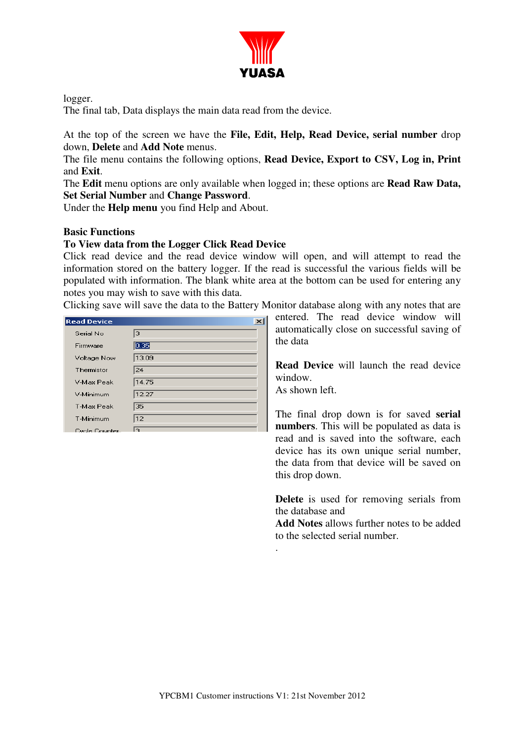logger.
The final tab, Data displays the main data read from the device.

At the top of the screen we have the **File, Edit, Help, Read Device, serial number** drop down, **Delete** and **Add Note** menus.
The file menu contains the following options, **Read Device, Export to CSV, Log in, Print** and **Exit**.
The **Edit** menu options are only available when logged in; these options are **Read Raw Data, Set Serial Number** and **Change Password**.
Under the **Help menu** you find Help and About.

**Basic Functions**

**To View data from the Logger Click Read Device**

Click read device and the read device window will open, and will attempt to read the information stored on the battery logger. If the read is successful the various fields will be populated with information. The blank white area at the bottom can be used for entering any notes you may wish to save with this data.
Clicking save will save the data to the Battery Monitor database along with any notes that are entered. The read device window will automatically close on successful saving of the data

**Read Device** will launch the read device window.
As shown left.

The final drop down is for saved **serial numbers**. This will be populated as data is read and is saved into the software, each device has its own unique serial number, the data from that device will be saved on this drop down.

**Delete** is used for removing serials from the database and
**Add Notes** allows further notes to be added to the selected serial number.
.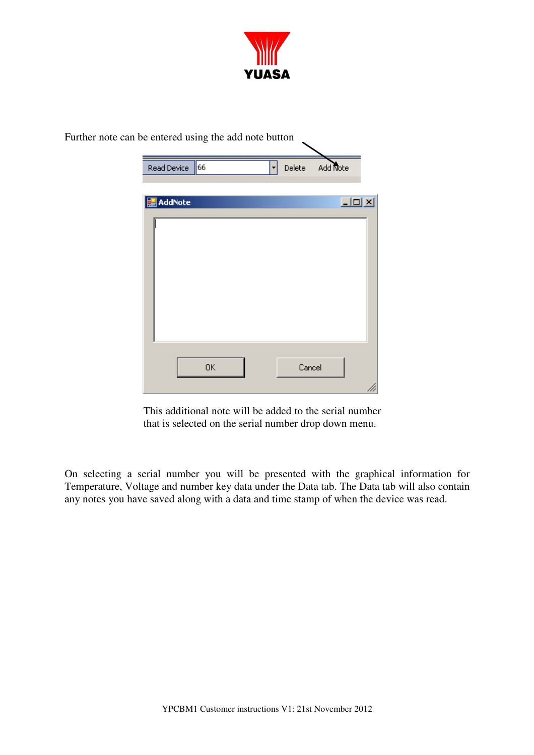Further note can be entered using the add note button

This additional note will be added to the serial number that is selected on the serial number drop down menu.

On selecting a serial number you will be presented with the graphical information for Temperature, Voltage and number key data under the Data tab. The Data tab will also contain any notes you have saved along with a data and time stamp of when the device was read.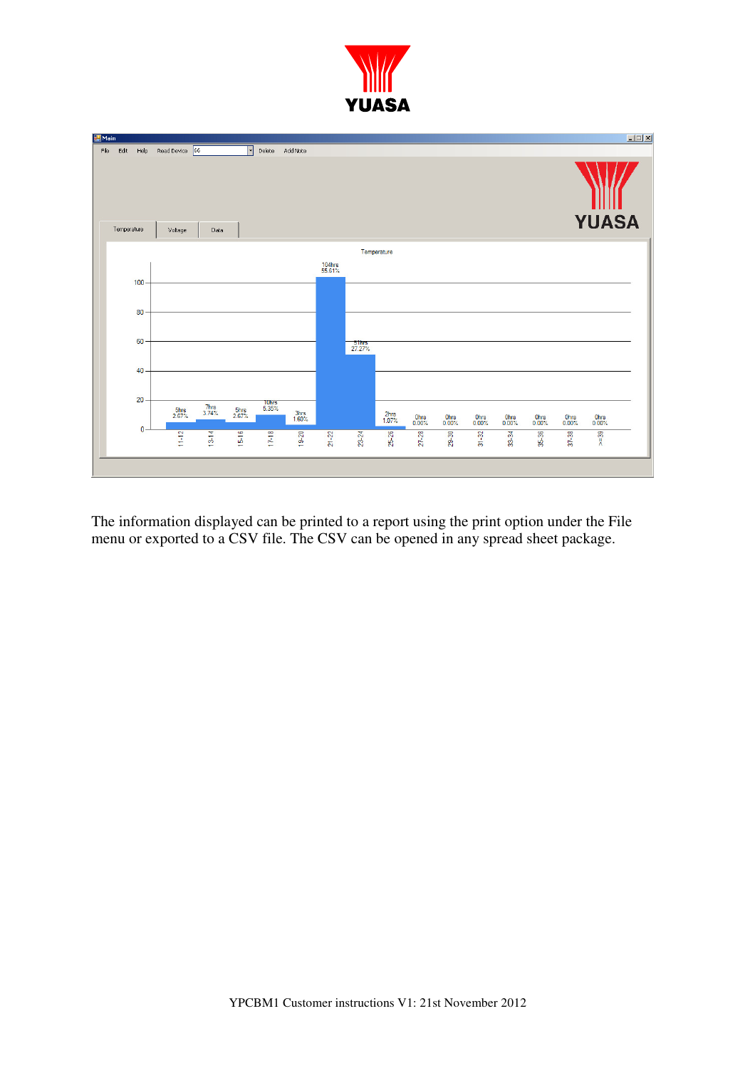YUASA

Main

File Edit Help Read Device 66 Delete Add Note

YUASA

Temperature Voltage Data

Temperature

100
80
60
40
20
0

5hrs 2.67%
7hrs 3.74%
5hrs 2.67%
10hrs 5.35%
3hrs 1.60%
104hrs 55.61%
51hrs 27.27%
2hrs 1.07%
0hrs 0.00%
0hrs 0.00%
0hrs 0.00%
0hrs 0.00%
0hrs 0.00%
0hrs 0.00%
0hrs 0.00%

11-12
13-14
15-16
17-18
19-20
21-22
23-24
25-26
27-28
29-30
31-32
33-34
35-36
37-38
>=39

The information displayed can be printed to a report using the print option under the File menu or exported to a CSV file. The CSV can be opened in any spread sheet package.

YPCBM1 Customer instructions V1: 21st November 2012